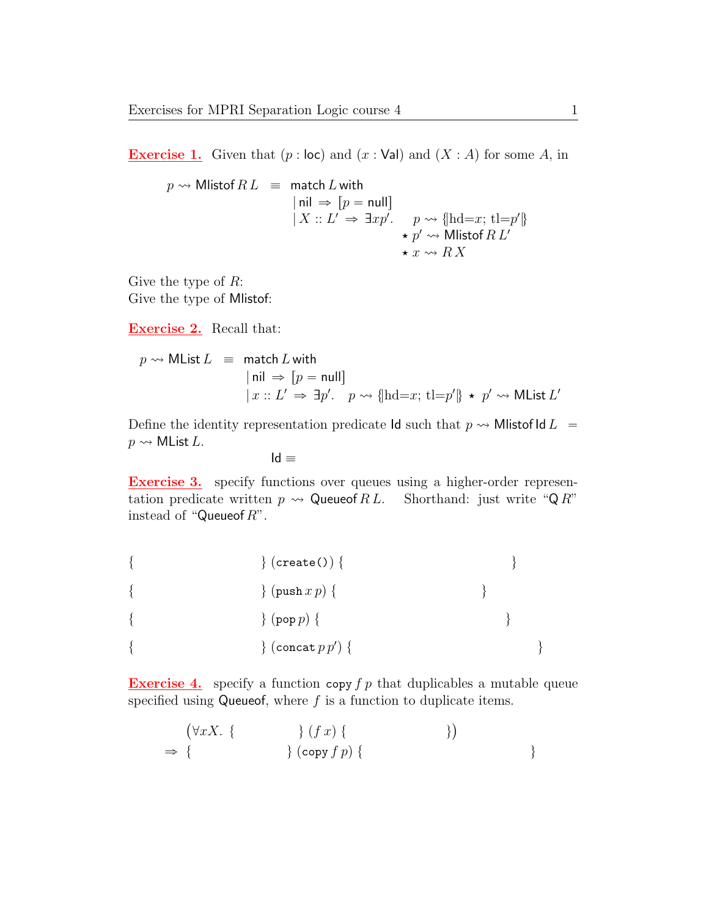**Exercise 1.** Given that $(p : \mathsf{loc})$ and $(x : \mathsf{Val})$ and $(X : A)$ for some $A$, in

$$
\begin{array}{rcl}
p \rightsquigarrow \mathsf{Mlistof}\, R\, L & \equiv & \mathsf{match}\ L\ \mathsf{with} \\
& & \mid \mathsf{nil} \;\Rightarrow\; [p = \mathsf{null}] \\
& & \mid X :: L' \;\Rightarrow\; \exists x p'.\quad p \rightsquigarrow \{|\mathrm{hd}{=}x;\ \mathrm{tl}{=}p'|\} \\
& & \qquad\qquad\qquad\quad \star\ p' \rightsquigarrow \mathsf{Mlistof}\, R\, L' \\
& & \qquad\qquad\qquad\quad \star\ x \rightsquigarrow R\, X
\end{array}
$$

Give the type of $R$:
Give the type of Mlistof:

**Exercise 2.** Recall that:

$$
\begin{array}{rcl}
p \rightsquigarrow \mathsf{MList}\, L & \equiv & \mathsf{match}\ L\ \mathsf{with} \\
& & \mid \mathsf{nil} \;\Rightarrow\; [p = \mathsf{null}] \\
& & \mid x :: L' \;\Rightarrow\; \exists p'.\quad p \rightsquigarrow \{|\mathrm{hd}{=}x;\ \mathrm{tl}{=}p'|\} \ \star\ p' \rightsquigarrow \mathsf{MList}\, L'
\end{array}
$$

Define the identity representation predicate Id such that $p \rightsquigarrow \mathsf{Mlistof}\, \mathsf{Id}\, L \;=\; p \rightsquigarrow \mathsf{MList}\, L$.

$$\mathsf{Id} \equiv$$

**Exercise 3.** specify functions over queues using a higher-order representation predicate written $p \rightsquigarrow \mathsf{Queueof}\, R\, L$. Shorthand: just write "$\mathsf{Q}\, R$" instead of "$\mathsf{Queueof}\, R$".

$\{ \qquad\qquad\qquad \}\ (\texttt{create}())\ \{ \qquad\qquad\qquad \}$

$\{ \qquad\qquad\qquad \}\ (\texttt{push}\, x\, p)\ \{ \qquad\qquad\qquad \}$

$\{ \qquad\qquad\qquad \}\ (\texttt{pop}\, p)\ \{ \qquad\qquad\qquad \}$

$\{ \qquad\qquad\qquad \}\ (\texttt{concat}\, p\, p')\ \{ \qquad\qquad\qquad \}$

**Exercise 4.** specify a function $\texttt{copy}\, f\, p$ that duplicables a mutable queue specified using Queueof, where $f$ is a function to duplicate items.

$$
\begin{array}{l}
\big(\forall x X.\ \{ \qquad\qquad \}\ (f\, x)\ \{ \qquad\qquad \}\big) \\
\Rightarrow\ \{ \qquad\qquad\qquad \}\ (\texttt{copy}\, f\, p)\ \{ \qquad\qquad\qquad \}
\end{array}
$$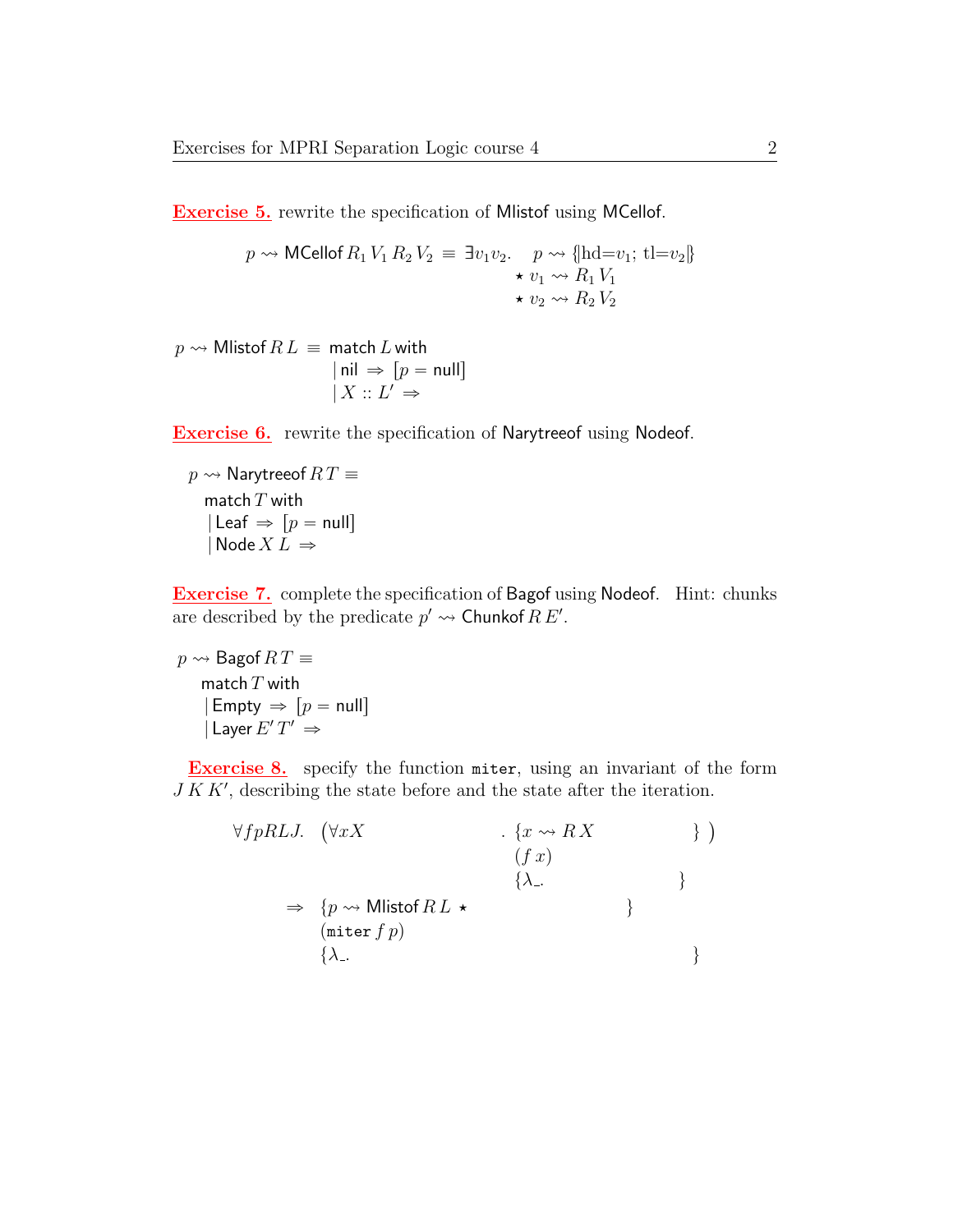**Exercise 5.** rewrite the specification of Mlistof using MCellof.

$$p \rightsquigarrow \mathsf{MCellof}\, R_1\, V_1\, R_2\, V_2 \;\equiv\; \exists v_1 v_2.\quad p \rightsquigarrow \{\!|\mathrm{hd}{=}v_1;\ \mathrm{tl}{=}v_2|\!\} \;\star\; v_1 \rightsquigarrow R_1\, V_1 \;\star\; v_2 \rightsquigarrow R_2\, V_2$$

$$\begin{aligned} p \rightsquigarrow \mathsf{Mlistof}\, R\, L \;\equiv\;& \mathsf{match}\ L\ \mathsf{with} \\ & \mid \mathsf{nil} \;\Rightarrow\; [p = \mathsf{null}] \\ & \mid X :: L' \;\Rightarrow \end{aligned}$$

**Exercise 6.** rewrite the specification of Narytreeof using Nodeof.

$$\begin{aligned} & p \rightsquigarrow \mathsf{Narytreeof}\, R\, T \equiv \\ & \quad \mathsf{match}\ T\ \mathsf{with} \\ & \quad \mid \mathsf{Leaf} \;\Rightarrow\; [p = \mathsf{null}] \\ & \quad \mid \mathsf{Node}\, X\, L \;\Rightarrow \end{aligned}$$

**Exercise 7.** complete the specification of Bagof using Nodeof. Hint: chunks are described by the predicate $p' \rightsquigarrow \mathsf{Chunkof}\, R\, E'$.

$$\begin{aligned} & p \rightsquigarrow \mathsf{Bagof}\, R\, T \equiv \\ & \quad \mathsf{match}\ T\ \mathsf{with} \\ & \quad \mid \mathsf{Empty} \;\Rightarrow\; [p = \mathsf{null}] \\ & \quad \mid \mathsf{Layer}\, E'\, T' \;\Rightarrow \end{aligned}$$

**Exercise 8.** specify the function `miter`, using an invariant of the form $J\, K\, K'$, describing the state before and the state after the iteration.

$$\begin{aligned} \forall f p R L J.\quad & \big(\forall x X \qquad\qquad .\ \{x \rightsquigarrow R\, X \qquad\qquad \}\ (f\ x)\ \{\lambda\_. \qquad\qquad \}\big) \\ \Rightarrow\quad & \{p \rightsquigarrow \mathsf{Mlistof}\, R\, L \;\star \qquad\qquad \} \\ & (\mathtt{miter}\ f\ p) \\ & \{\lambda\_. \qquad\qquad\qquad\qquad \} \end{aligned}$$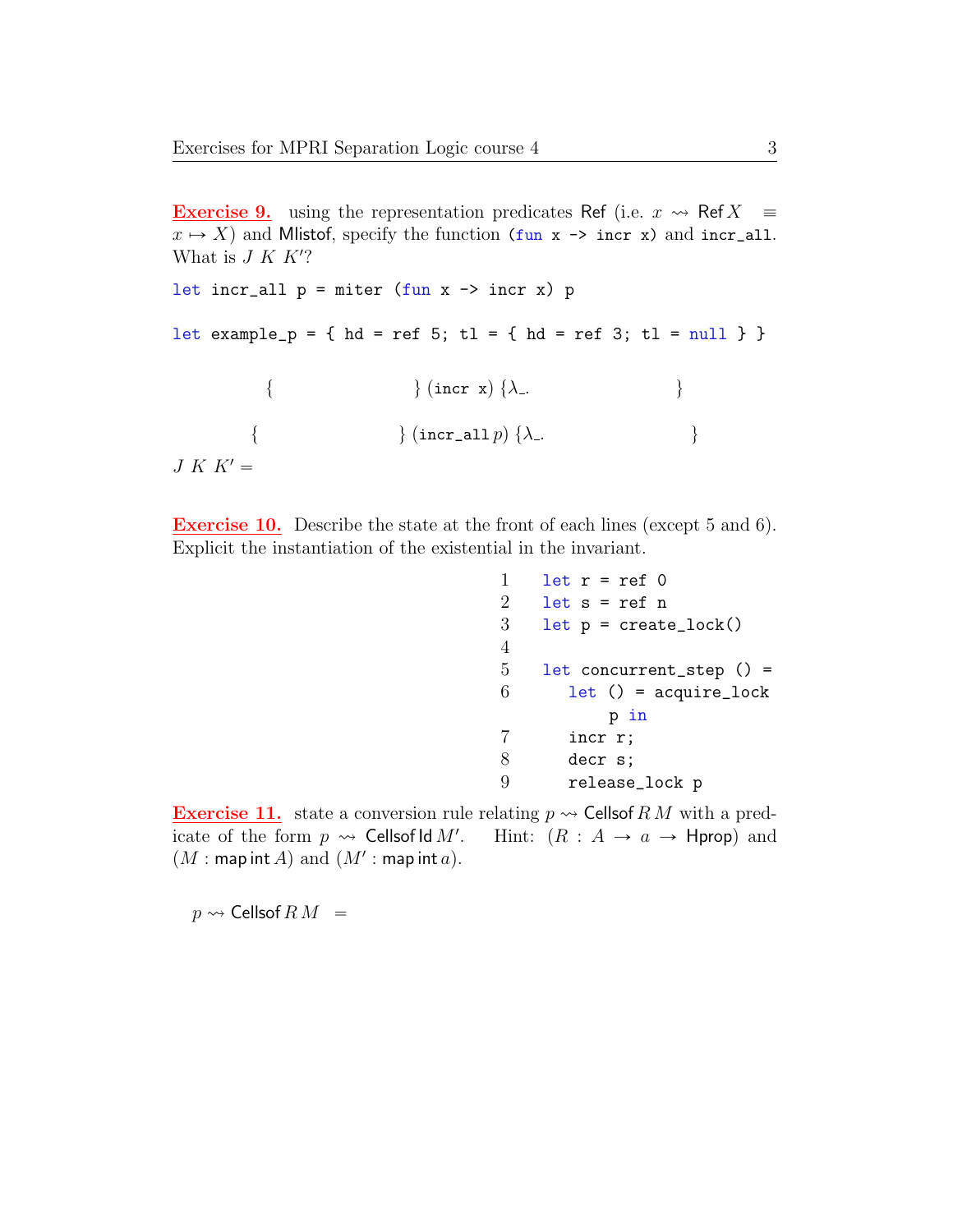**Exercise 9.** using the representation predicates Ref (i.e. $x \rightsquigarrow \mathsf{Ref}\, X \equiv x \mapsto X$) and Mlistof, specify the function `(fun x -> incr x)` and `incr_all`. What is $J\ K\ K'$?

```
let incr_all p = miter (fun x -> incr x) p

let example_p = { hd = ref 5; tl = { hd = ref 3; tl = null } }
```

$$\{\qquad\qquad\qquad\}\ (\texttt{incr x})\ \{\lambda\_.\qquad\qquad\qquad\}$$

$$\{\qquad\qquad\qquad\}\ (\texttt{incr\_all}\, p)\ \{\lambda\_.\qquad\qquad\qquad\}$$

$J\ K\ K' =$

**Exercise 10.** Describe the state at the front of each lines (except 5 and 6). Explicit the instantiation of the existential in the invariant.

```
1   let r = ref 0
2   let s = ref n
3   let p = create_lock()
4
5   let concurrent_step () =
6      let () = acquire_lock
          p in
7      incr r;
8      decr s;
9      release_lock p
```

**Exercise 11.** state a conversion rule relating $p \rightsquigarrow \mathsf{Cellsof}\, R\, M$ with a predicate of the form $p \rightsquigarrow \mathsf{Cellsof}\, \mathsf{Id}\, M'$. Hint: $(R : A \to a \to \mathsf{Hprop})$ and $(M : \mathsf{map\, int}\, A)$ and $(M' : \mathsf{map\, int}\, a)$.

$p \rightsquigarrow \mathsf{Cellsof}\, R\, M \quad =$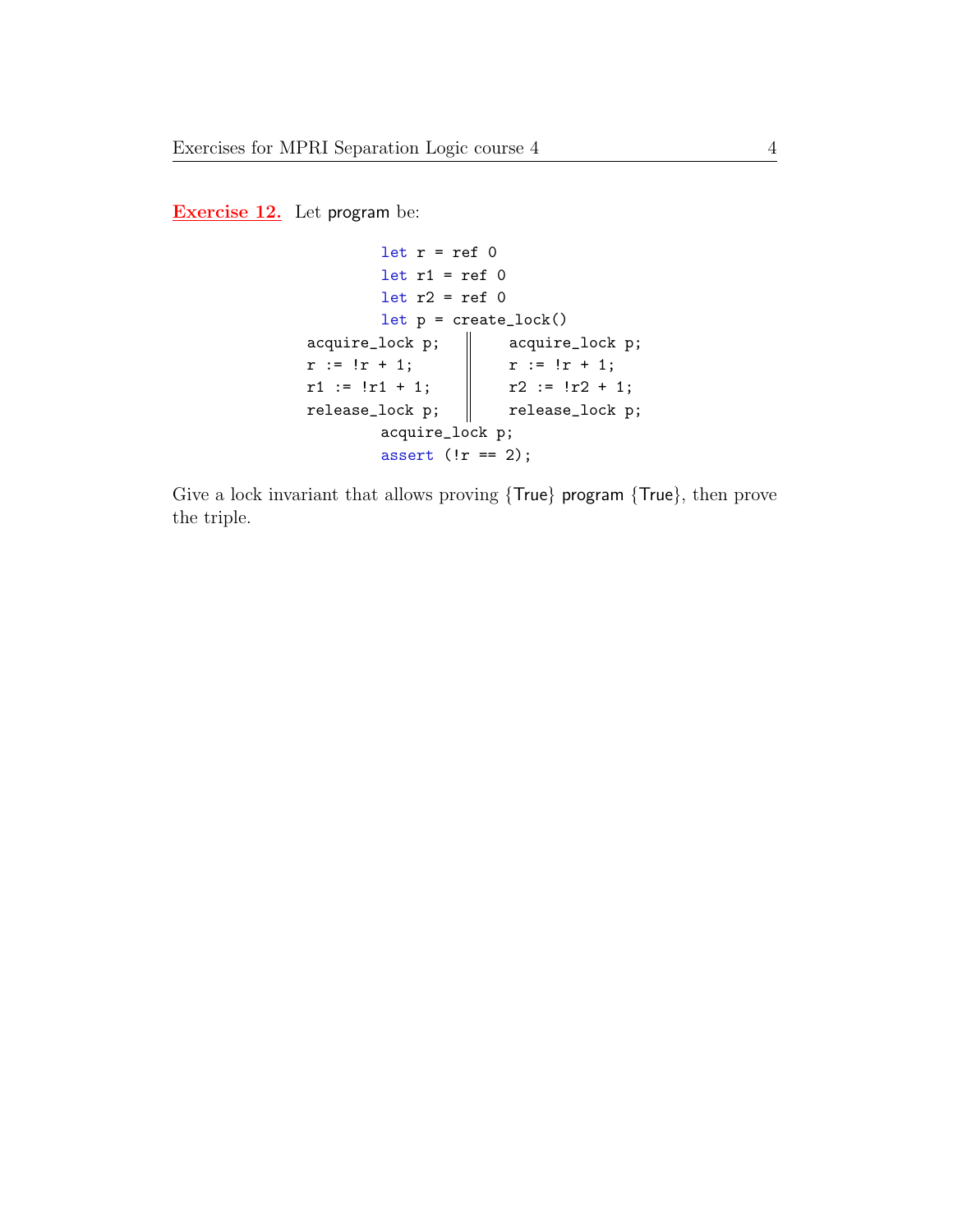**Exercise 12.** Let program be:

```
        let r = ref 0
        let r1 = ref 0
        let r2 = ref 0
        let p = create_lock()
acquire_lock p;     ||   acquire_lock p;
r := !r + 1;        ||   r := !r + 1;
r1 := !r1 + 1;      ||   r2 := !r2 + 1;
release_lock p;     ||   release_lock p;
        acquire_lock p;
        assert (!r == 2);
```

Give a lock invariant that allows proving {True} program {True}, then prove the triple.